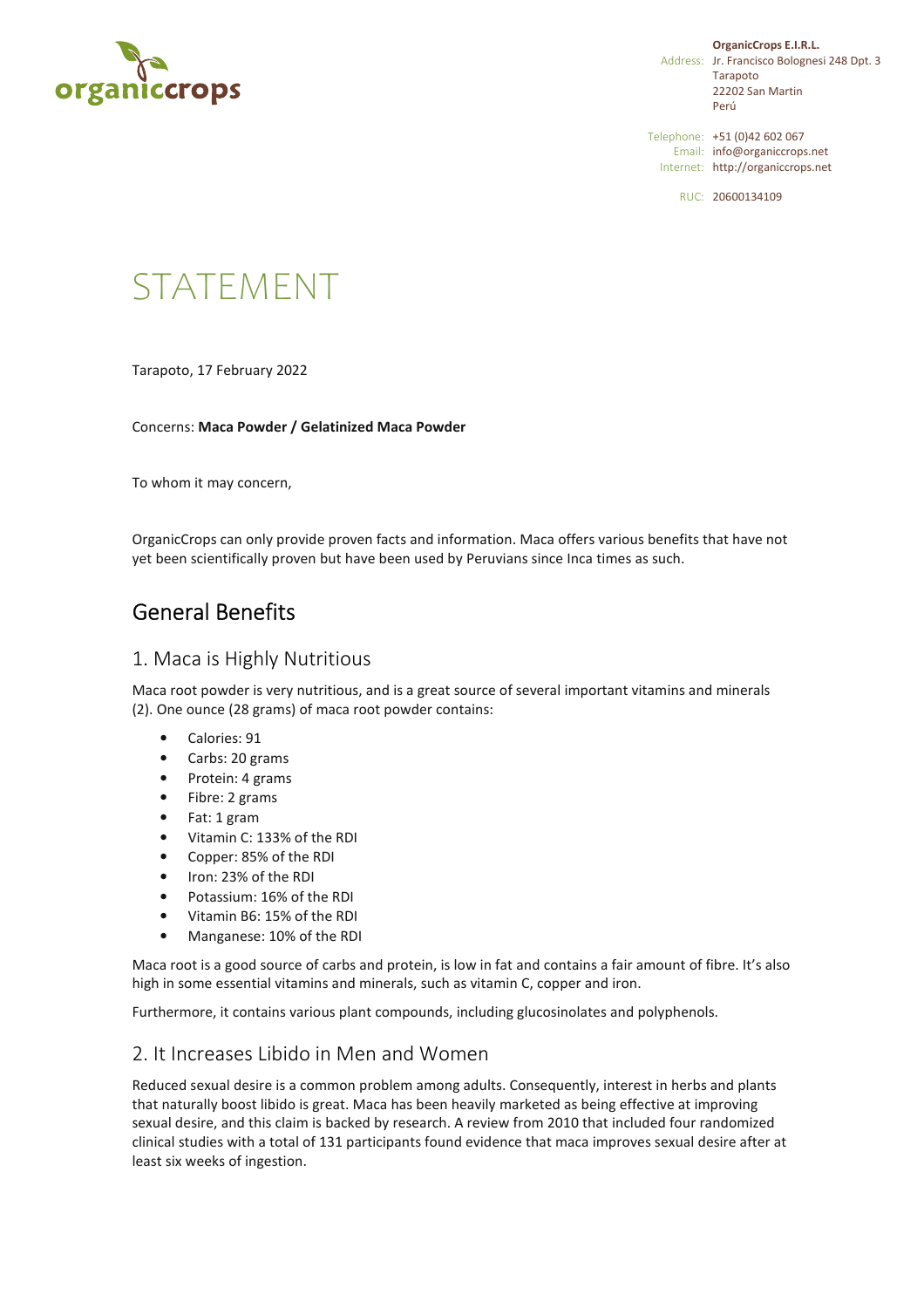**OrganicCrops E.I.R.L.**
Address: Jr. Francisco Bolognesi 248 Dpt. 3
Tarapoto
22202 San Martin
Perú

Telephone: +51 (0)42 602 067
Email: info@organiccrops.net
Internet: http://organiccrops.net

RUC: 20600134109

# STATEMENT

Tarapoto, 17 February 2022

Concerns: **Maca Powder / Gelatinized Maca Powder**

To whom it may concern,

OrganicCrops can only provide proven facts and information. Maca offers various benefits that have not yet been scientifically proven but have been used by Peruvians since Inca times as such.

## General Benefits

### 1. Maca is Highly Nutritious

Maca root powder is very nutritious, and is a great source of several important vitamins and minerals (2). One ounce (28 grams) of maca root powder contains:

- Calories: 91
- Carbs: 20 grams
- Protein: 4 grams
- Fibre: 2 grams
- Fat: 1 gram
- Vitamin C: 133% of the RDI
- Copper: 85% of the RDI
- Iron: 23% of the RDI
- Potassium: 16% of the RDI
- Vitamin B6: 15% of the RDI
- Manganese: 10% of the RDI

Maca root is a good source of carbs and protein, is low in fat and contains a fair amount of fibre. It's also high in some essential vitamins and minerals, such as vitamin C, copper and iron.

Furthermore, it contains various plant compounds, including glucosinolates and polyphenols.

### 2. It Increases Libido in Men and Women

Reduced sexual desire is a common problem among adults. Consequently, interest in herbs and plants that naturally boost libido is great. Maca has been heavily marketed as being effective at improving sexual desire, and this claim is backed by research. A review from 2010 that included four randomized clinical studies with a total of 131 participants found evidence that maca improves sexual desire after at least six weeks of ingestion.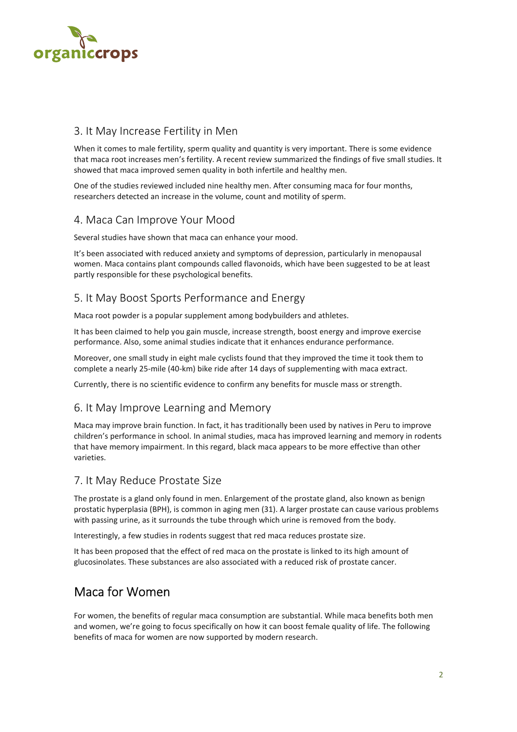### 3. It May Increase Fertility in Men

When it comes to male fertility, sperm quality and quantity is very important. There is some evidence that maca root increases men's fertility. A recent review summarized the findings of five small studies. It showed that maca improved semen quality in both infertile and healthy men.

One of the studies reviewed included nine healthy men. After consuming maca for four months, researchers detected an increase in the volume, count and motility of sperm.

### 4. Maca Can Improve Your Mood

Several studies have shown that maca can enhance your mood.

It's been associated with reduced anxiety and symptoms of depression, particularly in menopausal women. Maca contains plant compounds called flavonoids, which have been suggested to be at least partly responsible for these psychological benefits.

### 5. It May Boost Sports Performance and Energy

Maca root powder is a popular supplement among bodybuilders and athletes.

It has been claimed to help you gain muscle, increase strength, boost energy and improve exercise performance. Also, some animal studies indicate that it enhances endurance performance.

Moreover, one small study in eight male cyclists found that they improved the time it took them to complete a nearly 25-mile (40-km) bike ride after 14 days of supplementing with maca extract.

Currently, there is no scientific evidence to confirm any benefits for muscle mass or strength.

### 6. It May Improve Learning and Memory

Maca may improve brain function. In fact, it has traditionally been used by natives in Peru to improve children's performance in school. In animal studies, maca has improved learning and memory in rodents that have memory impairment. In this regard, black maca appears to be more effective than other varieties.

### 7. It May Reduce Prostate Size

The prostate is a gland only found in men. Enlargement of the prostate gland, also known as benign prostatic hyperplasia (BPH), is common in aging men (31). A larger prostate can cause various problems with passing urine, as it surrounds the tube through which urine is removed from the body.

Interestingly, a few studies in rodents suggest that red maca reduces prostate size.

It has been proposed that the effect of red maca on the prostate is linked to its high amount of glucosinolates. These substances are also associated with a reduced risk of prostate cancer.

## Maca for Women

For women, the benefits of regular maca consumption are substantial. While maca benefits both men and women, we're going to focus specifically on how it can boost female quality of life. The following benefits of maca for women are now supported by modern research.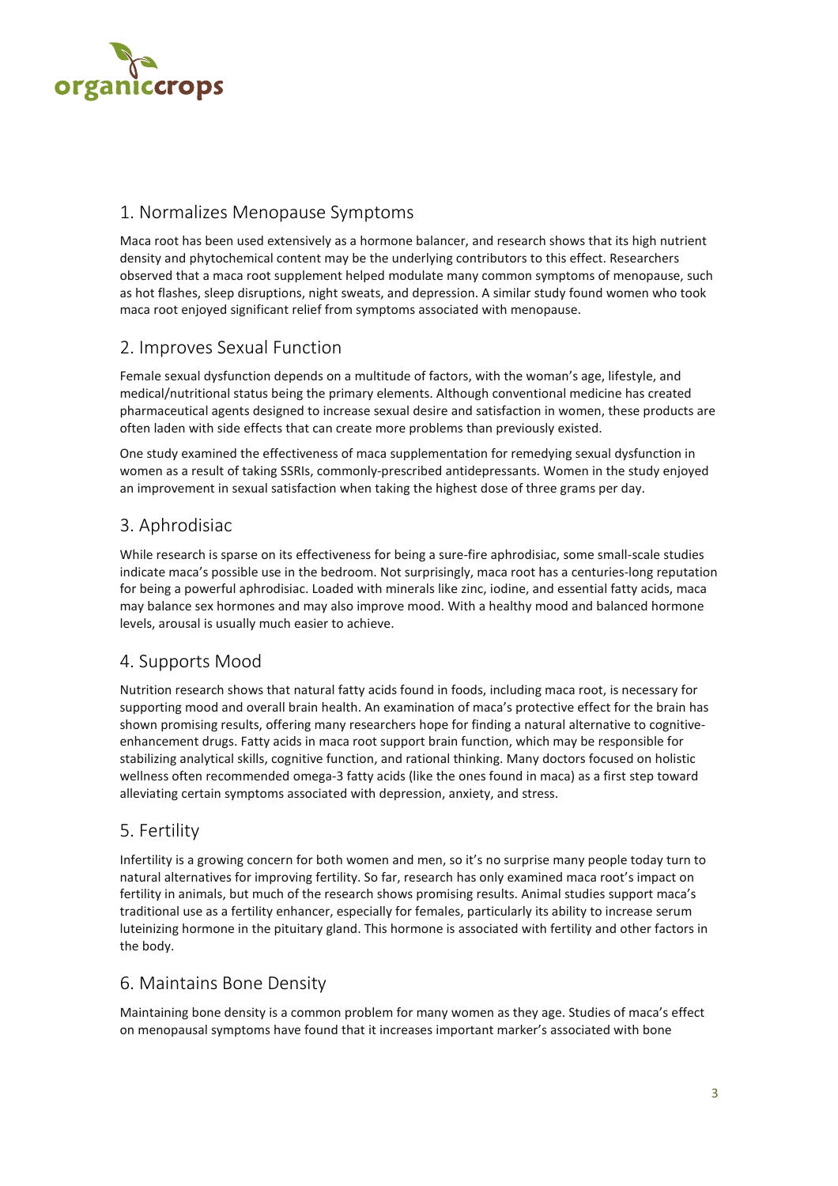## 1. Normalizes Menopause Symptoms

Maca root has been used extensively as a hormone balancer, and research shows that its high nutrient density and phytochemical content may be the underlying contributors to this effect. Researchers observed that a maca root supplement helped modulate many common symptoms of menopause, such as hot flashes, sleep disruptions, night sweats, and depression. A similar study found women who took maca root enjoyed significant relief from symptoms associated with menopause.

## 2. Improves Sexual Function

Female sexual dysfunction depends on a multitude of factors, with the woman's age, lifestyle, and medical/nutritional status being the primary elements. Although conventional medicine has created pharmaceutical agents designed to increase sexual desire and satisfaction in women, these products are often laden with side effects that can create more problems than previously existed.

One study examined the effectiveness of maca supplementation for remedying sexual dysfunction in women as a result of taking SSRIs, commonly-prescribed antidepressants. Women in the study enjoyed an improvement in sexual satisfaction when taking the highest dose of three grams per day.

## 3. Aphrodisiac

While research is sparse on its effectiveness for being a sure-fire aphrodisiac, some small-scale studies indicate maca's possible use in the bedroom. Not surprisingly, maca root has a centuries-long reputation for being a powerful aphrodisiac. Loaded with minerals like zinc, iodine, and essential fatty acids, maca may balance sex hormones and may also improve mood. With a healthy mood and balanced hormone levels, arousal is usually much easier to achieve.

## 4. Supports Mood

Nutrition research shows that natural fatty acids found in foods, including maca root, is necessary for supporting mood and overall brain health. An examination of maca's protective effect for the brain has shown promising results, offering many researchers hope for finding a natural alternative to cognitive-enhancement drugs. Fatty acids in maca root support brain function, which may be responsible for stabilizing analytical skills, cognitive function, and rational thinking. Many doctors focused on holistic wellness often recommended omega-3 fatty acids (like the ones found in maca) as a first step toward alleviating certain symptoms associated with depression, anxiety, and stress.

## 5. Fertility

Infertility is a growing concern for both women and men, so it's no surprise many people today turn to natural alternatives for improving fertility. So far, research has only examined maca root's impact on fertility in animals, but much of the research shows promising results. Animal studies support maca's traditional use as a fertility enhancer, especially for females, particularly its ability to increase serum luteinizing hormone in the pituitary gland. This hormone is associated with fertility and other factors in the body.

## 6. Maintains Bone Density

Maintaining bone density is a common problem for many women as they age. Studies of maca's effect on menopausal symptoms have found that it increases important marker's associated with bone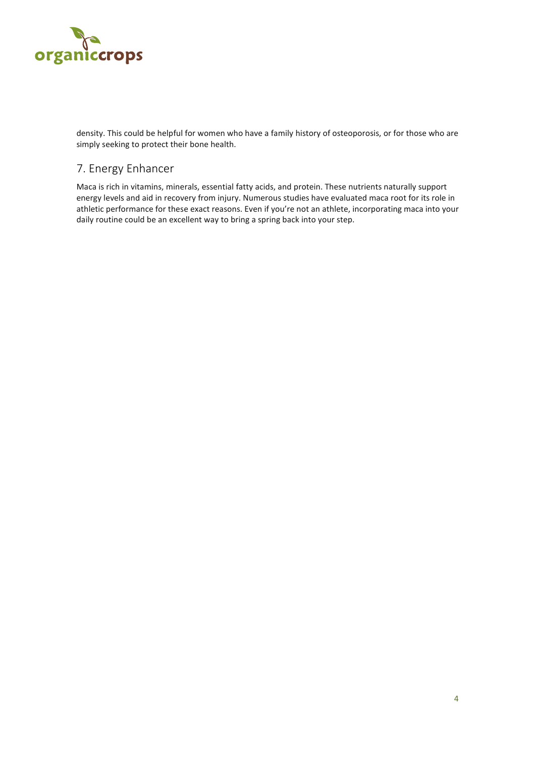density. This could be helpful for women who have a family history of osteoporosis, or for those who are simply seeking to protect their bone health.

## 7. Energy Enhancer

Maca is rich in vitamins, minerals, essential fatty acids, and protein. These nutrients naturally support energy levels and aid in recovery from injury. Numerous studies have evaluated maca root for its role in athletic performance for these exact reasons. Even if you're not an athlete, incorporating maca into your daily routine could be an excellent way to bring a spring back into your step.